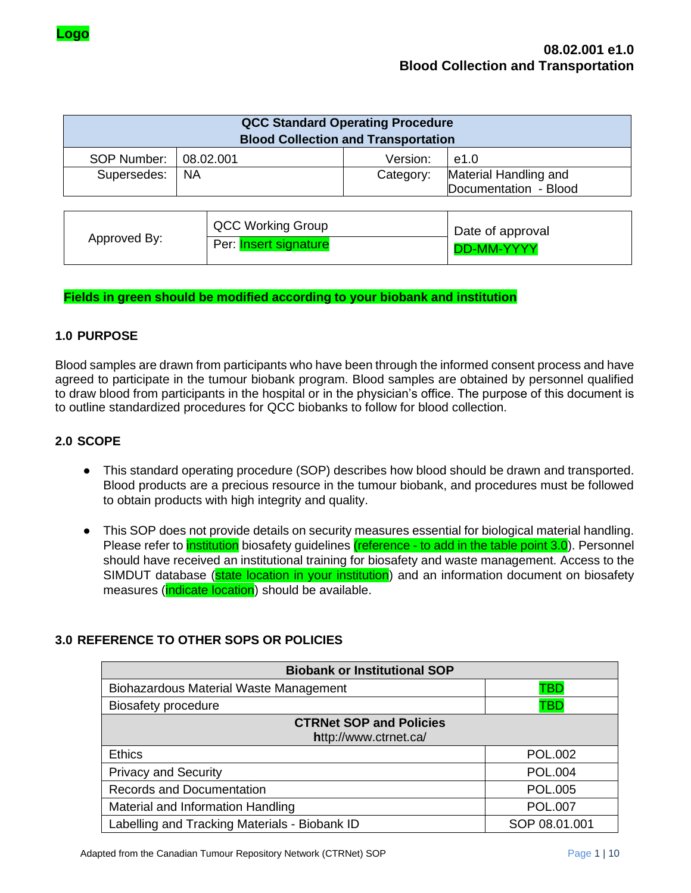Logo

**08.02.001 e1.0**
**Blood Collection and Transportation**

| QCC Standard Operating Procedure<br>Blood Collection and Transportation | | | |
|---|---|---|---|
| SOP Number: | 08.02.001 | Version: | e1.0 |
| Supersedes: | NA | Category: | Material Handling and Documentation - Blood |

| Approved By: | QCC Working Group<br>Per: Insert signature | Date of approval<br>DD-MM-YYYY |
|---|---|---|

**Fields in green should be modified according to your biobank and institution**

## 1.0 PURPOSE

Blood samples are drawn from participants who have been through the informed consent process and have agreed to participate in the tumour biobank program. Blood samples are obtained by personnel qualified to draw blood from participants in the hospital or in the physician's office. The purpose of this document is to outline standardized procedures for QCC biobanks to follow for blood collection.

## 2.0 SCOPE

- This standard operating procedure (SOP) describes how blood should be drawn and transported. Blood products are a precious resource in the tumour biobank, and procedures must be followed to obtain products with high integrity and quality.
- This SOP does not provide details on security measures essential for biological material handling. Please refer to institution biosafety guidelines (reference - to add in the table point 3.0). Personnel should have received an institutional training for biosafety and waste management. Access to the SIMDUT database (state location in your institution) and an information document on biosafety measures (indicate location) should be available.

## 3.0 REFERENCE TO OTHER SOPS OR POLICIES

| Biobank or Institutional SOP | |
|---|---|
| Biohazardous Material Waste Management | TBD |
| Biosafety procedure | TBD |
| **CTRNet SOP and Policies**<br>http://www.ctrnet.ca/ | |
| Ethics | POL.002 |
| Privacy and Security | POL.004 |
| Records and Documentation | POL.005 |
| Material and Information Handling | POL.007 |
| Labelling and Tracking Materials - Biobank ID | SOP 08.01.001 |

Adapted from the Canadian Tumour Repository Network (CTRNet) SOP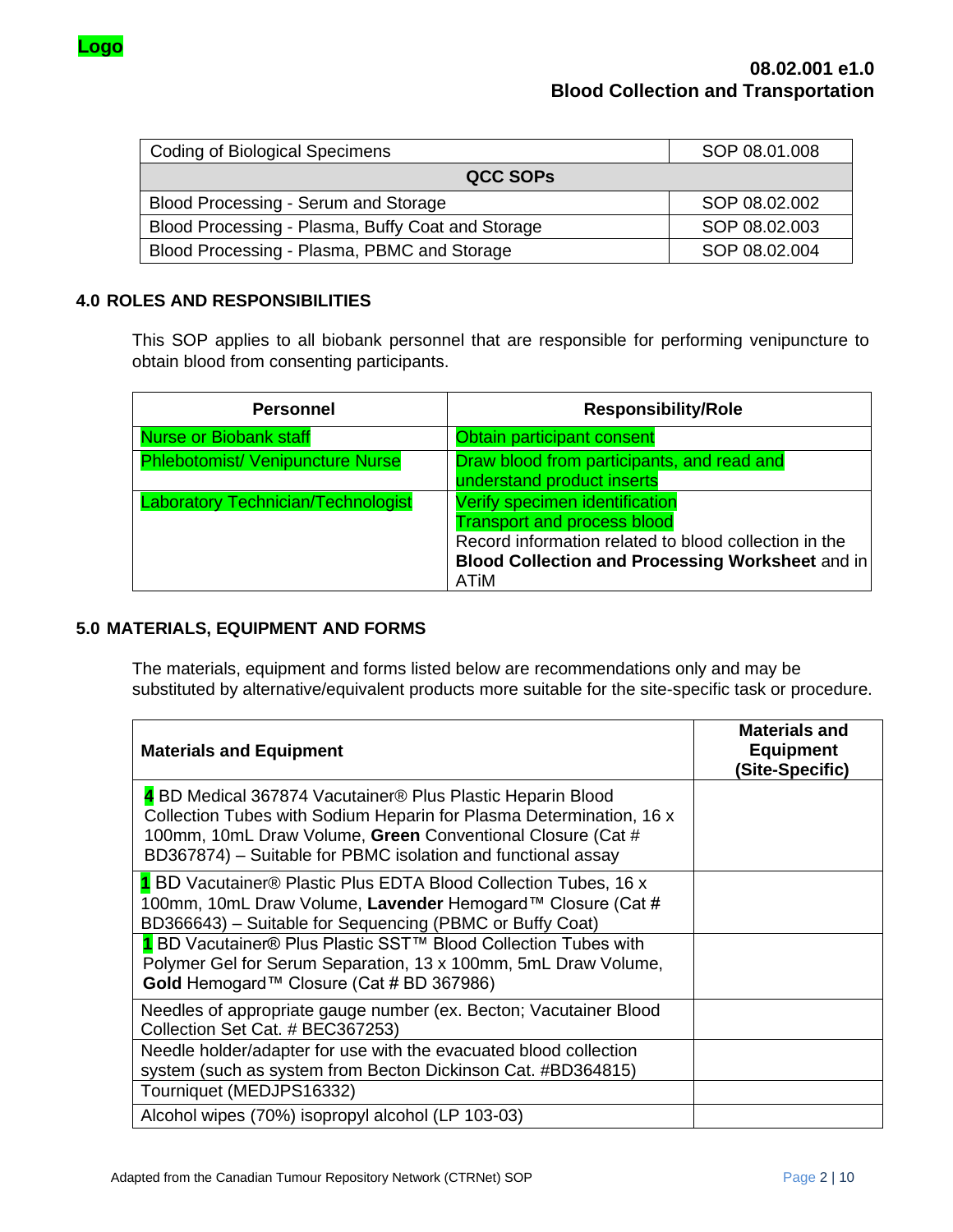| Coding of Biological Specimens | SOP 08.01.008 |
| --- | --- |
| **QCC SOPs** | |
| Blood Processing - Serum and Storage | SOP 08.02.002 |
| Blood Processing - Plasma, Buffy Coat and Storage | SOP 08.02.003 |
| Blood Processing - Plasma, PBMC and Storage | SOP 08.02.004 |

## 4.0 ROLES AND RESPONSIBILITIES

This SOP applies to all biobank personnel that are responsible for performing venipuncture to obtain blood from consenting participants.

| Personnel | Responsibility/Role |
| --- | --- |
| Nurse or Biobank staff | Obtain participant consent |
| Phlebotomist/ Venipuncture Nurse | Draw blood from participants, and read and understand product inserts |
| Laboratory Technician/Technologist | Verify specimen identification<br>Transport and process blood<br>Record information related to blood collection in the **Blood Collection and Processing Worksheet** and in ATiM |

## 5.0 MATERIALS, EQUIPMENT AND FORMS

The materials, equipment and forms listed below are recommendations only and may be substituted by alternative/equivalent products more suitable for the site-specific task or procedure.

| Materials and Equipment | Materials and Equipment (Site-Specific) |
| --- | --- |
| 4 BD Medical 367874 Vacutainer® Plus Plastic Heparin Blood Collection Tubes with Sodium Heparin for Plasma Determination, 16 x 100mm, 10mL Draw Volume, **Green** Conventional Closure (Cat # BD367874) – Suitable for PBMC isolation and functional assay | |
| 1 BD Vacutainer® Plastic Plus EDTA Blood Collection Tubes, 16 x 100mm, 10mL Draw Volume, **Lavender** Hemogard™ Closure (Cat # BD366643) – Suitable for Sequencing (PBMC or Buffy Coat) | |
| 1 BD Vacutainer® Plus Plastic SST™ Blood Collection Tubes with Polymer Gel for Serum Separation, 13 x 100mm, 5mL Draw Volume, **Gold** Hemogard™ Closure (Cat # BD 367986) | |
| Needles of appropriate gauge number (ex. Becton; Vacutainer Blood Collection Set Cat. # BEC367253) | |
| Needle holder/adapter for use with the evacuated blood collection system (such as system from Becton Dickinson Cat. #BD364815) | |
| Tourniquet (MEDJPS16332) | |
| Alcohol wipes (70%) isopropyl alcohol (LP 103-03) | |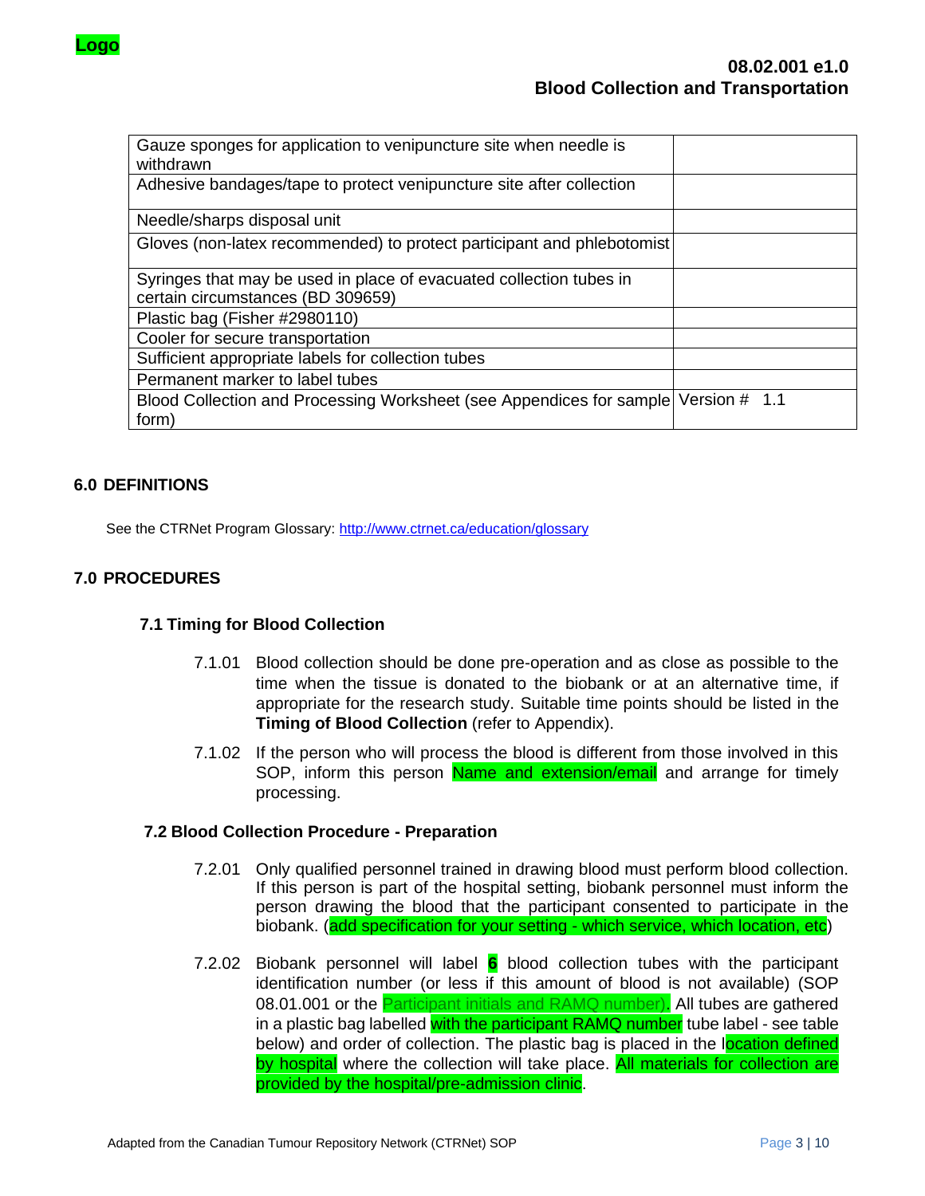| Gauze sponges for application to venipuncture site when needle is withdrawn | |
|---|---|
| Adhesive bandages/tape to protect venipuncture site after collection | |
| Needle/sharps disposal unit | |
| Gloves (non-latex recommended) to protect participant and phlebotomist | |
| Syringes that may be used in place of evacuated collection tubes in certain circumstances (BD 309659) | |
| Plastic bag (Fisher #2980110) | |
| Cooler for secure transportation | |
| Sufficient appropriate labels for collection tubes | |
| Permanent marker to label tubes | |
| Blood Collection and Processing Worksheet (see Appendices for sample form) | Version # 1.1 |

## 6.0 DEFINITIONS

See the CTRNet Program Glossary: http://www.ctrnet.ca/education/glossary

## 7.0 PROCEDURES

### 7.1 Timing for Blood Collection

7.1.01 Blood collection should be done pre-operation and as close as possible to the time when the tissue is donated to the biobank or at an alternative time, if appropriate for the research study. Suitable time points should be listed in the **Timing of Blood Collection** (refer to Appendix).

7.1.02 If the person who will process the blood is different from those involved in this SOP, inform this person Name and extension/email and arrange for timely processing.

### 7.2 Blood Collection Procedure - Preparation

7.2.01 Only qualified personnel trained in drawing blood must perform blood collection. If this person is part of the hospital setting, biobank personnel must inform the person drawing the blood that the participant consented to participate in the biobank. (add specification for your setting - which service, which location, etc)

7.2.02 Biobank personnel will label **6** blood collection tubes with the participant identification number (or less if this amount of blood is not available) (SOP 08.01.001 or the Participant initials and RAMQ number). All tubes are gathered in a plastic bag labelled with the participant RAMQ number tube label - see table below) and order of collection. The plastic bag is placed in the location defined by hospital where the collection will take place. All materials for collection are provided by the hospital/pre-admission clinic.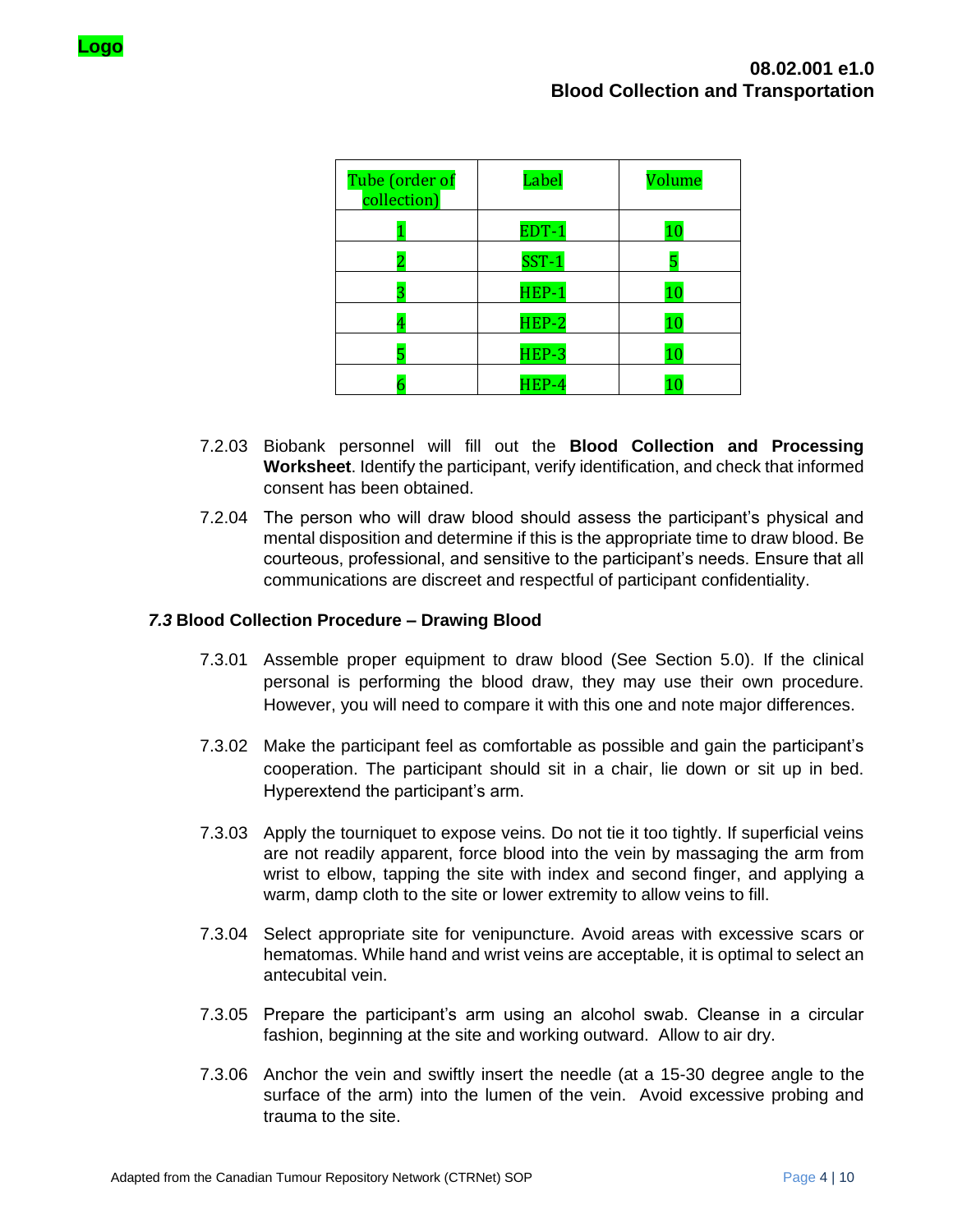| Tube (order of collection) | Label | Volume |
|---|---|---|
| 1 | EDT-1 | 10 |
| 2 | SST-1 | 5 |
| 3 | HEP-1 | 10 |
| 4 | HEP-2 | 10 |
| 5 | HEP-3 | 10 |
| 6 | HEP-4 | 10 |

7.2.03 Biobank personnel will fill out the **Blood Collection and Processing Worksheet**. Identify the participant, verify identification, and check that informed consent has been obtained.

7.2.04 The person who will draw blood should assess the participant's physical and mental disposition and determine if this is the appropriate time to draw blood. Be courteous, professional, and sensitive to the participant's needs. Ensure that all communications are discreet and respectful of participant confidentiality.

### *7.3* Blood Collection Procedure – Drawing Blood

7.3.01 Assemble proper equipment to draw blood (See Section 5.0). If the clinical personal is performing the blood draw, they may use their own procedure. However, you will need to compare it with this one and note major differences.

7.3.02 Make the participant feel as comfortable as possible and gain the participant's cooperation. The participant should sit in a chair, lie down or sit up in bed. Hyperextend the participant's arm.

7.3.03 Apply the tourniquet to expose veins. Do not tie it too tightly. If superficial veins are not readily apparent, force blood into the vein by massaging the arm from wrist to elbow, tapping the site with index and second finger, and applying a warm, damp cloth to the site or lower extremity to allow veins to fill.

7.3.04 Select appropriate site for venipuncture. Avoid areas with excessive scars or hematomas. While hand and wrist veins are acceptable, it is optimal to select an antecubital vein.

7.3.05 Prepare the participant's arm using an alcohol swab. Cleanse in a circular fashion, beginning at the site and working outward. Allow to air dry.

7.3.06 Anchor the vein and swiftly insert the needle (at a 15-30 degree angle to the surface of the arm) into the lumen of the vein. Avoid excessive probing and trauma to the site.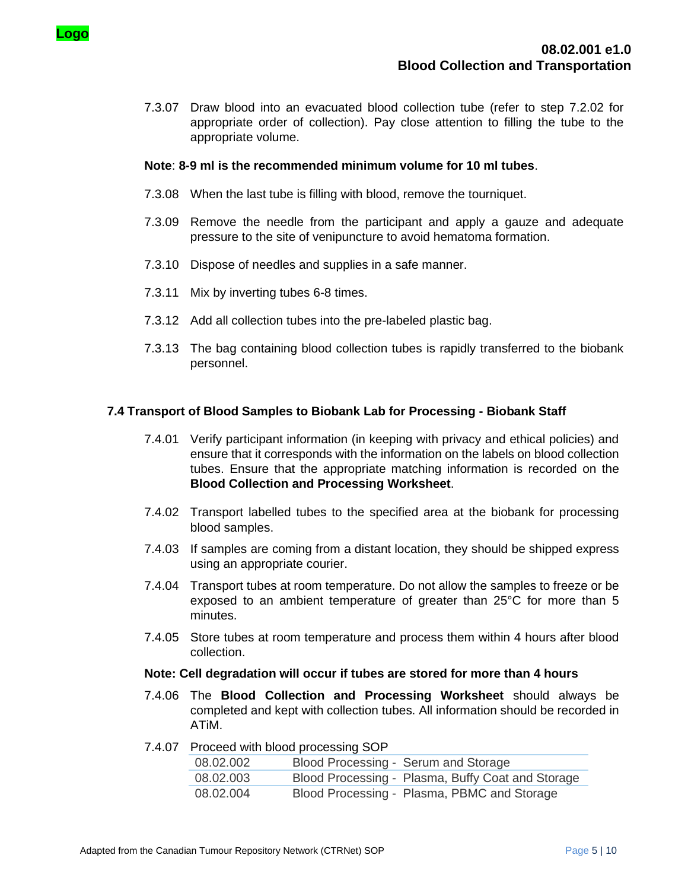7.3.07 Draw blood into an evacuated blood collection tube (refer to step 7.2.02 for appropriate order of collection). Pay close attention to filling the tube to the appropriate volume.

**Note**: **8-9 ml is the recommended minimum volume for 10 ml tubes**.

7.3.08 When the last tube is filling with blood, remove the tourniquet.

7.3.09 Remove the needle from the participant and apply a gauze and adequate pressure to the site of venipuncture to avoid hematoma formation.

7.3.10 Dispose of needles and supplies in a safe manner.

7.3.11 Mix by inverting tubes 6-8 times.

7.3.12 Add all collection tubes into the pre-labeled plastic bag.

7.3.13 The bag containing blood collection tubes is rapidly transferred to the biobank personnel.

### 7.4 Transport of Blood Samples to Biobank Lab for Processing - Biobank Staff

7.4.01 Verify participant information (in keeping with privacy and ethical policies) and ensure that it corresponds with the information on the labels on blood collection tubes. Ensure that the appropriate matching information is recorded on the **Blood Collection and Processing Worksheet**.

7.4.02 Transport labelled tubes to the specified area at the biobank for processing blood samples.

7.4.03 If samples are coming from a distant location, they should be shipped express using an appropriate courier.

7.4.04 Transport tubes at room temperature. Do not allow the samples to freeze or be exposed to an ambient temperature of greater than 25°C for more than 5 minutes.

7.4.05 Store tubes at room temperature and process them within 4 hours after blood collection.

**Note: Cell degradation will occur if tubes are stored for more than 4 hours**

7.4.06 The **Blood Collection and Processing Worksheet** should always be completed and kept with collection tubes. All information should be recorded in ATiM.

7.4.07 Proceed with blood processing SOP

| | |
|---|---|
| 08.02.002 | Blood Processing - Serum and Storage |
| 08.02.003 | Blood Processing - Plasma, Buffy Coat and Storage |
| 08.02.004 | Blood Processing - Plasma, PBMC and Storage |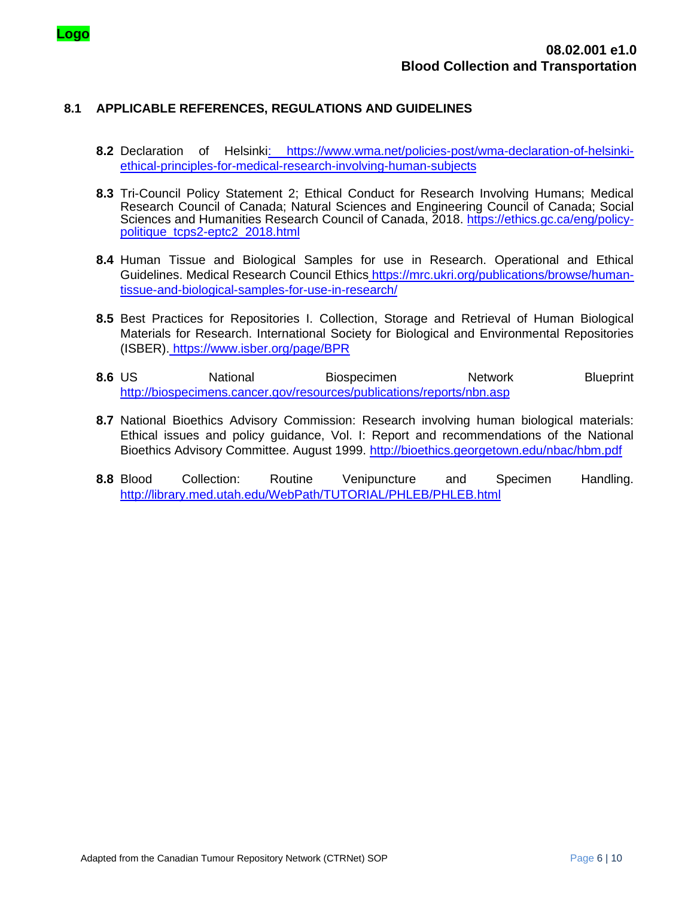## 8.1 APPLICABLE REFERENCES, REGULATIONS AND GUIDELINES

**8.2** Declaration of Helsinki: https://www.wma.net/policies-post/wma-declaration-of-helsinki-ethical-principles-for-medical-research-involving-human-subjects

**8.3** Tri-Council Policy Statement 2; Ethical Conduct for Research Involving Humans; Medical Research Council of Canada; Natural Sciences and Engineering Council of Canada; Social Sciences and Humanities Research Council of Canada, 2018. https://ethics.gc.ca/eng/policy-politique_tcps2-eptc2_2018.html

**8.4** Human Tissue and Biological Samples for use in Research. Operational and Ethical Guidelines. Medical Research Council Ethics https://mrc.ukri.org/publications/browse/human-tissue-and-biological-samples-for-use-in-research/

**8.5** Best Practices for Repositories I. Collection, Storage and Retrieval of Human Biological Materials for Research. International Society for Biological and Environmental Repositories (ISBER). https://www.isber.org/page/BPR

**8.6** US National Biospecimen Network Blueprint http://biospecimens.cancer.gov/resources/publications/reports/nbn.asp

**8.7** National Bioethics Advisory Commission: Research involving human biological materials: Ethical issues and policy guidance, Vol. I: Report and recommendations of the National Bioethics Advisory Committee. August 1999. http://bioethics.georgetown.edu/nbac/hbm.pdf

**8.8** Blood Collection: Routine Venipuncture and Specimen Handling. http://library.med.utah.edu/WebPath/TUTORIAL/PHLEB/PHLEB.html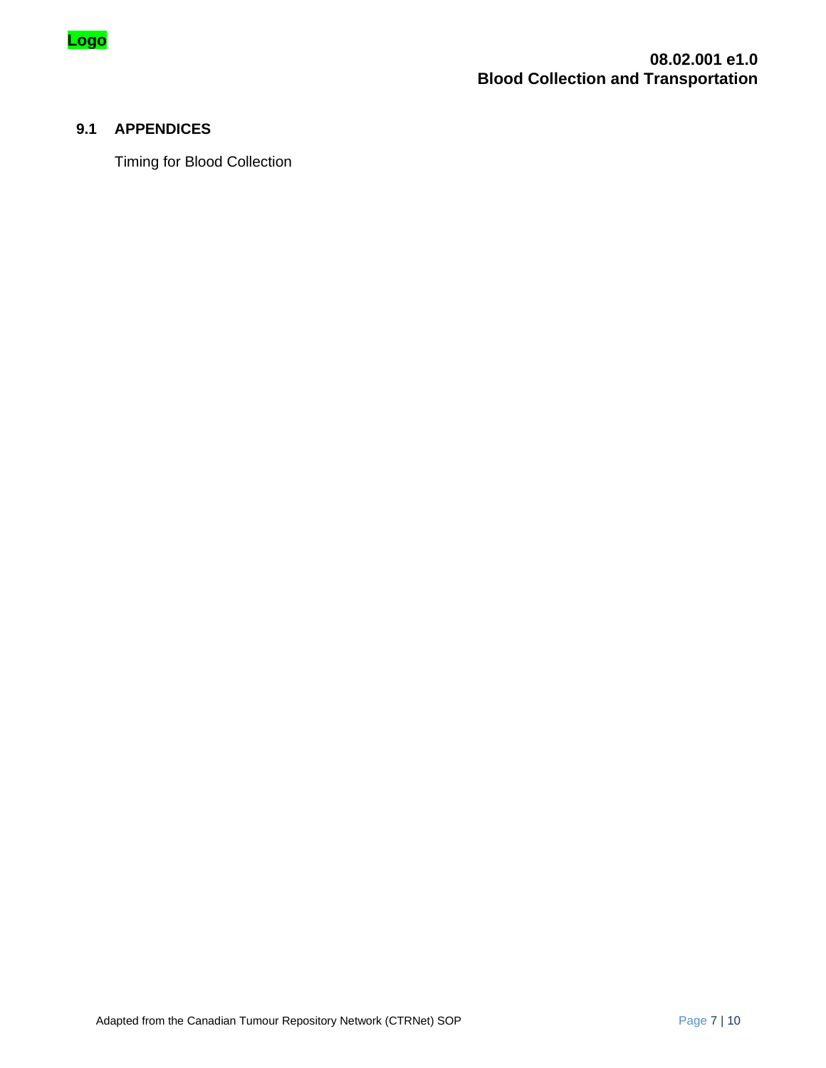## 9.1 APPENDICES

Timing for Blood Collection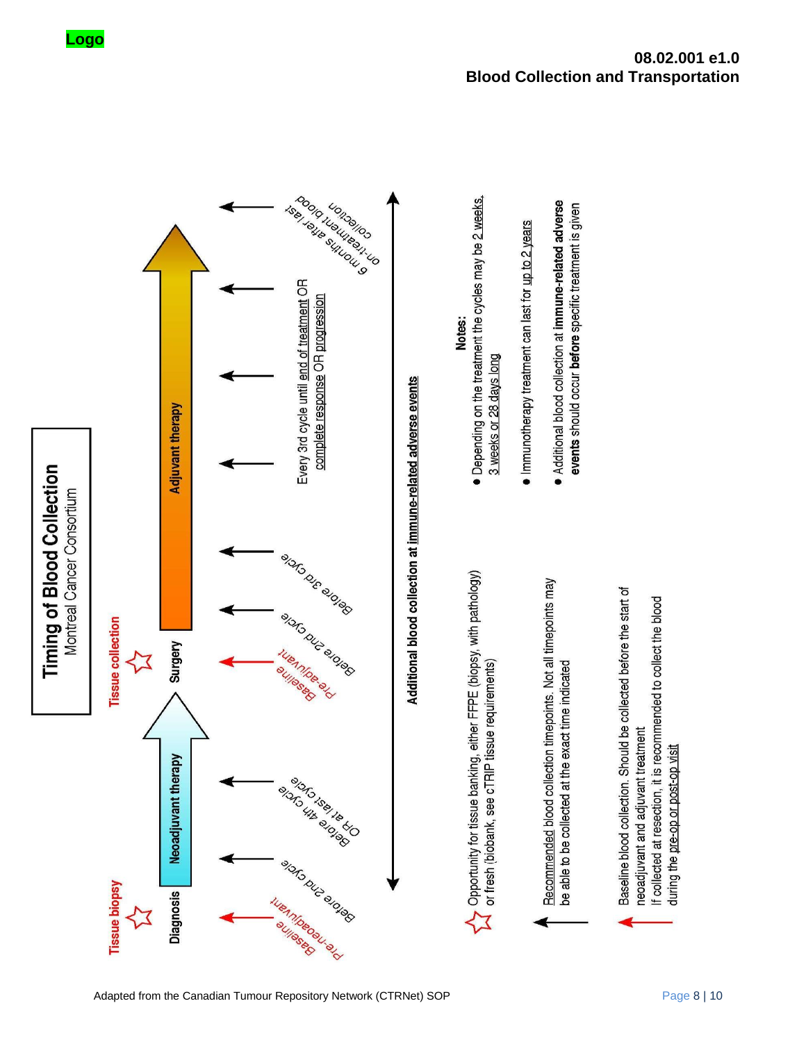# Timing of Blood Collection

Montreal Cancer Consortium

Tissue biopsy

Diagnosis

Neoadjuvant therapy

Tissue collection

Surgery

Adjuvant therapy

Baseline Pre-neoadjuvant

Before 2nd cycle

Before 4th cycle OR at last cycle

Baseline Pre-adjuvant

Before 2nd cycle

Before 3rd cycle

Every 3rd cycle until end of treatment OR complete response OR progression

6 months after last on-treatment blood collection

**Additional blood collection at immune-related adverse events**

**Notes:**

- Depending on the treatment the cycles may be 2 weeks, 3 weeks or 28 days long
- Immunotherapy treatment can last for up to 2 years
- Additional blood collection at **immune-related adverse events** should occur **before** specific treatment is given

☆ Opportunity for tissue banking, either FFPE (biopsy, with pathology) or fresh (biobank, see cTRIP tissue requirements)

← (black arrow) Recommended blood collection timepoints. Not all timepoints may be able to be collected at the exact time indicated

← (red arrow) Baseline blood collection. Should be collected before the start of neoadjuvant and adjuvant treatment. If collected at resection, it is recommended to collect the blood during the pre-op or post-op visit

Adapted from the Canadian Tumour Repository Network (CTRNet) SOP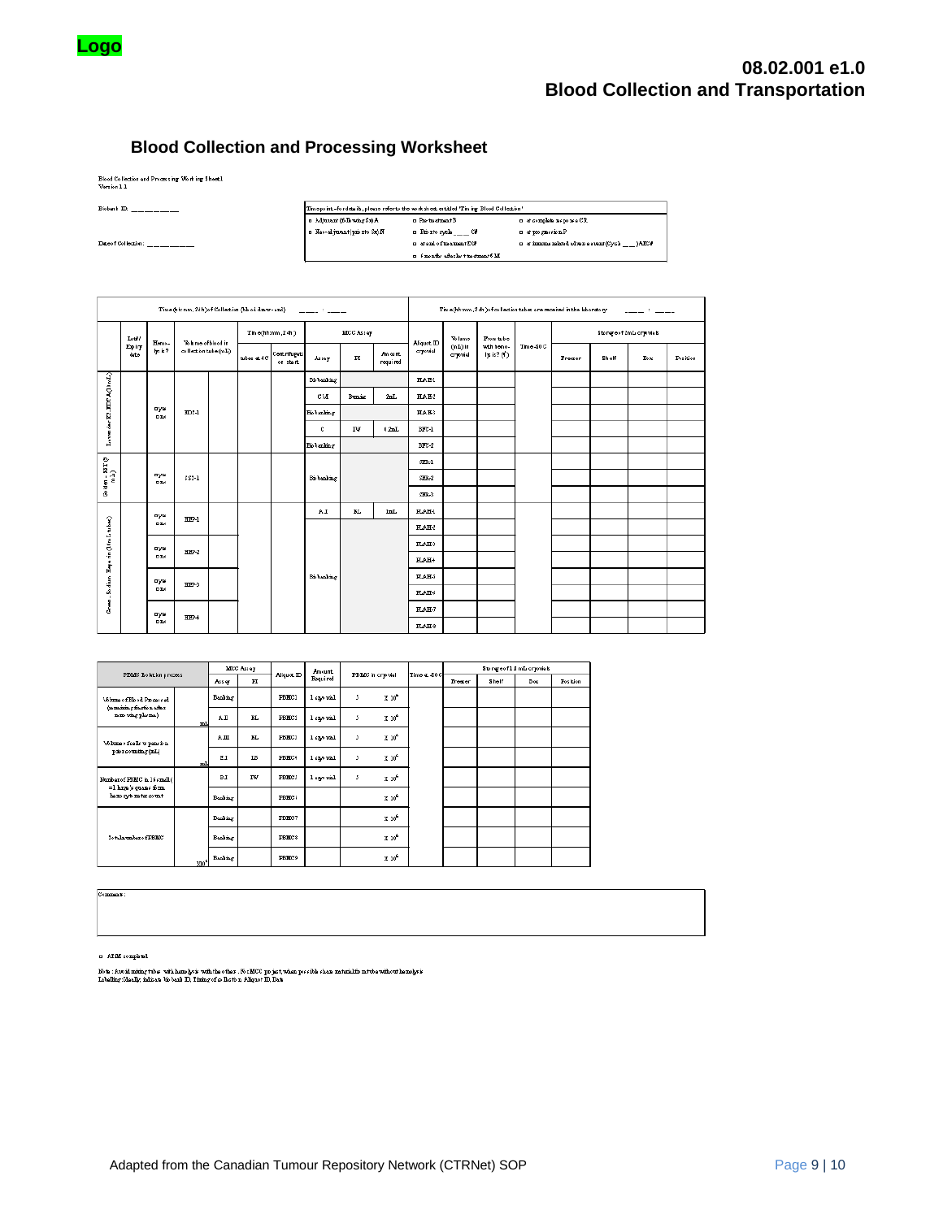Logo

# 08.02.001 e1.0
# Blood Collection and Transportation

## Blood Collection and Processing Worksheet

Blood Collection and Processing Working Sheet1
Version 1.1

Biobank ID: __________

Date of Collection: __________

| Time point - for details, please refer to the worksheet entitled 'Timing Blood Collection' | | |
|---|---|---|
| □ Adjuvant (following Sx) A | □ Pre treatment B | □ at complete response CR |
| □ Neo-adjuvant (prior to Sx) N | □ Prior to cycle ____ C# | □ at progression P |
| | □ at end of treatment EO# | □ at immune related adverse event (Cycle ___) AE# |
| | □ 6 months after last treatment 6M | |

Time (hh:mm, 24h) of Collection (blood draw - end) ____ : ____

Time (hh:mm, 24h) of collection tubes are received in the laboratory ____ : ____

| | Lot / Expiry date | Hemolysis? | Volume of blood in collection tube (mL) | | Time (hh:mm, 24h) tubes at 4°C | Time (hh:mm, 24h) Centrifugation start | MCC Assay: Assay | MCC Assay: PI | MCC Assay: Amount required | Aliquot ID cryovial | Volume (mL) in cryovial | From tube with hemolysis? (√) | Time -80°C | Storage of 1mL cryovials: Freezer | Shelf | Box | Position |
|---|---|---|---|---|---|---|---|---|---|---|---|---|---|---|---|---|---|
| Lavender K2 EDTA (10 mL) | | □ yes □ no | EDT-1 | | | | Biobanking | | | PLA-1 | | | | | | | |
| | | | | | | | CM | Brunise | 2mL | PLA-2 | | | | | | | |
| | | | | | | | Biobanking | | | PLA-3 | | | | | | | |
| | | | | | | | C | PW | 0.2mL | BFC-1 | | | | | | | |
| | | | | | | | Biobanking | | | BFC-2 | | | | | | | |
| Golden SST (5 mL) | | □ yes □ no | SST-1 | | | | Biobanking | | | SER-1 | | | | | | | |
| | | | | | | | | | | SER-2 | | | | | | | |
| | | | | | | | | | | SER-3 | | | | | | | |
| Green Sodium Heparin (10 mL tubes) | | □ yes □ no | HEP-1 | | | | A.I | RL | 1mL | PLAH-1 | | | | | | | |
| | | | | | | | Biobanking | | | PLAH-2 | | | | | | | |
| | | □ yes □ no | HEP-2 | | | | | | | PLAH-3 | | | | | | | |
| | | | | | | | | | | PLAH-4 | | | | | | | |
| | | □ yes □ no | HEP-3 | | | | | | | PLAH-5 | | | | | | | |
| | | | | | | | | | | PLAH-6 | | | | | | | |
| | | □ yes □ no | HEP-4 | | | | | | | PLAH-7 | | | | | | | |
| | | | | | | | | | | PLAH-8 | | | | | | | |

| PBMC Isolation process | | MCC Assay: Assay | MCC Assay: PI | Aliquot ID | Amount Required | PBMC in cryovial | | Time at -80°C | Storage of 1.8 mL cryovials: Freezer | Shelf | Box | Position |
|---|---|---|---|---|---|---|---|---|---|---|---|---|
| Volume of Blood Processed (remaining fraction after removing plasma) | mL | Banking | | PBMC1 | 1 cryovial | 5 | $x\ 10^6$ | | | | | |
| | | A.II | RL | PBMC2 | 1 cryovial | 5 | $x\ 10^6$ | | | | | |
| Volume of cells to pass for processing (mL) | mL | A.III | RL | PBMC3 | 1 cryovial | 5 | $x\ 10^6$ | | | | | |
| | | B.I | IS | PBMC4 | 1 cryovial | 5 | $x\ 10^6$ | | | | | |
| Number of PBMC in 16 small (=1 large) squares from hemocytometer count | | D.I | PW | PBMC5 | 1 cryovial | 5 | $x\ 10^6$ | | | | | |
| | | Banking | | PBMC6 | | | $x\ 10^6$ | | | | | |
| Total number of PBMC | | Banking | | PBMC7 | | | $x\ 10^6$ | | | | | |
| | | Banking | | PBMC8 | | | $x\ 10^6$ | | | | | |
| | $X10^6$ | Banking | | PBMC9 | | | $x\ 10^6$ | | | | | |

Comments:

□ ATiM completed

Note: Avoid mixing tubes with hemolysis with the others. For MCC project, when possible chose materials from tube without hemolysis
Labelling: Ideally indicate Biobank ID, Timing of collection Aliquot ID, Date

Adapted from the Canadian Tumour Repository Network (CTRNet) SOP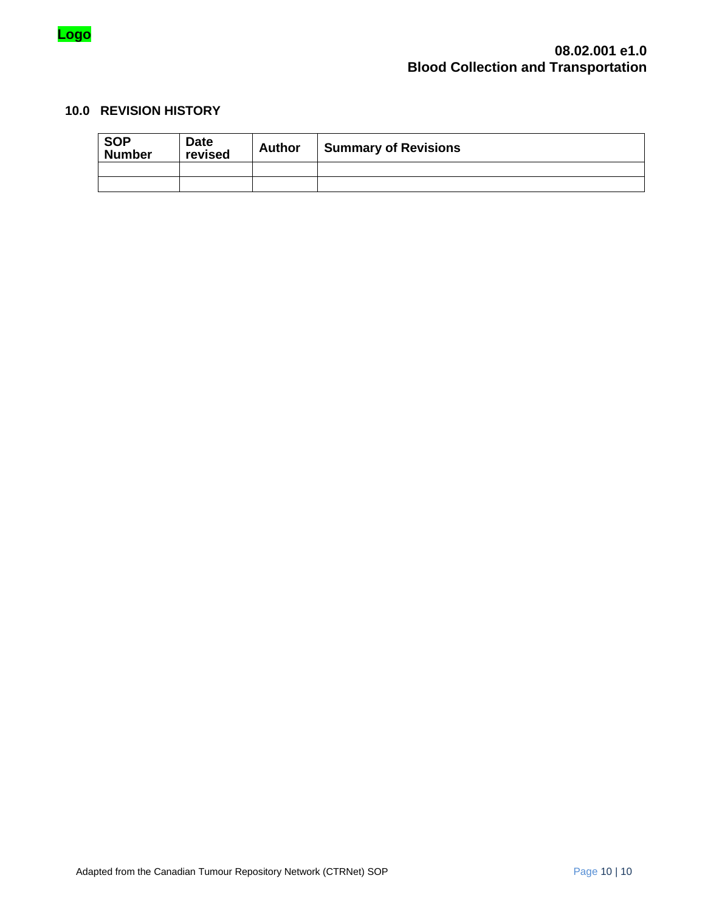## 10.0 REVISION HISTORY

| SOP Number | Date revised | Author | Summary of Revisions |
|---|---|---|---|
| | | | |
| | | | |